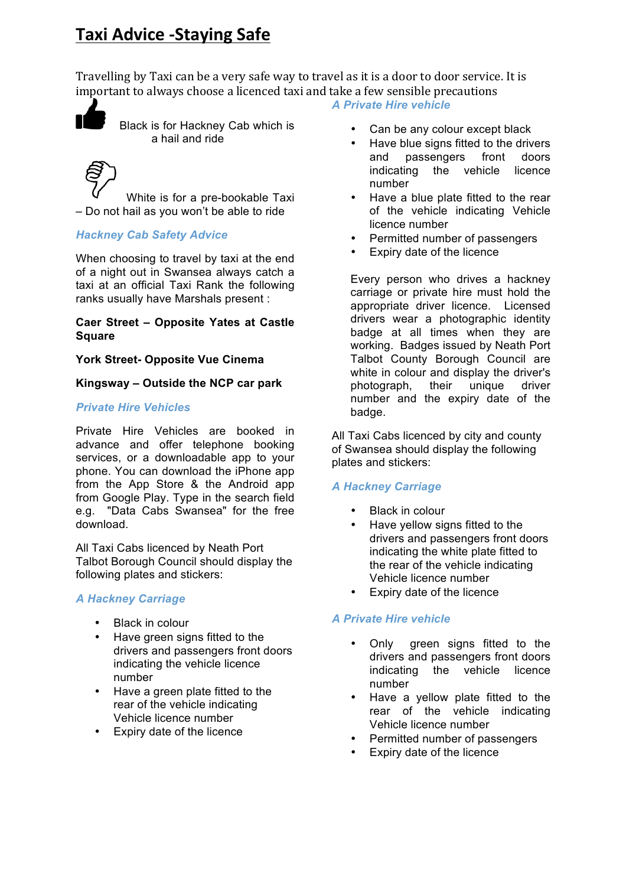# Taxi Advice -Staying Safe

Travelling by Taxi can be a very safe way to travel as it is a door to door service. It is important to always choose a licenced taxi and take a few sensible precautions

Black is for Hackney Cab which is a hail and ride

White is for a pre-bookable Taxi – Do not hail as you won't be able to ride

### *Hackney Cab Safety Advice*

When choosing to travel by taxi at the end of a night out in Swansea always catch a taxi at an official Taxi Rank the following ranks usually have Marshals present :

**Caer Street – Opposite Yates at Castle Square**

**York Street- Opposite Vue Cinema**

**Kingsway – Outside the NCP car park**

### *Private Hire Vehicles*

Private Hire Vehicles are booked in advance and offer telephone booking services, or a downloadable app to your phone. You can download the iPhone app from the App Store & the Android app from Google Play. Type in the search field e.g. "Data Cabs Swansea" for the free download.

All Taxi Cabs licenced by Neath Port Talbot Borough Council should display the following plates and stickers:

### *A Hackney Carriage*

- Black in colour
- Have green signs fitted to the drivers and passengers front doors indicating the vehicle licence number
- Have a green plate fitted to the rear of the vehicle indicating Vehicle licence number
- Expiry date of the licence

### *A Private Hire vehicle*

- Can be any colour except black
- Have blue signs fitted to the drivers and passengers front doors indicating the vehicle licence number
- Have a blue plate fitted to the rear of the vehicle indicating Vehicle licence number
- Permitted number of passengers
- Expiry date of the licence

Every person who drives a hackney carriage or private hire must hold the appropriate driver licence. Licensed drivers wear a photographic identity badge at all times when they are working. Badges issued by Neath Port Talbot County Borough Council are white in colour and display the driver's photograph, their unique driver number and the expiry date of the badge.

All Taxi Cabs licenced by city and county of Swansea should display the following plates and stickers:

### *A Hackney Carriage*

- Black in colour
- Have yellow signs fitted to the drivers and passengers front doors indicating the white plate fitted to the rear of the vehicle indicating Vehicle licence number
- Expiry date of the licence

### *A Private Hire vehicle*

- Only green signs fitted to the drivers and passengers front doors indicating the vehicle licence number
- Have a yellow plate fitted to the rear of the vehicle indicating Vehicle licence number
- Permitted number of passengers
- Expiry date of the licence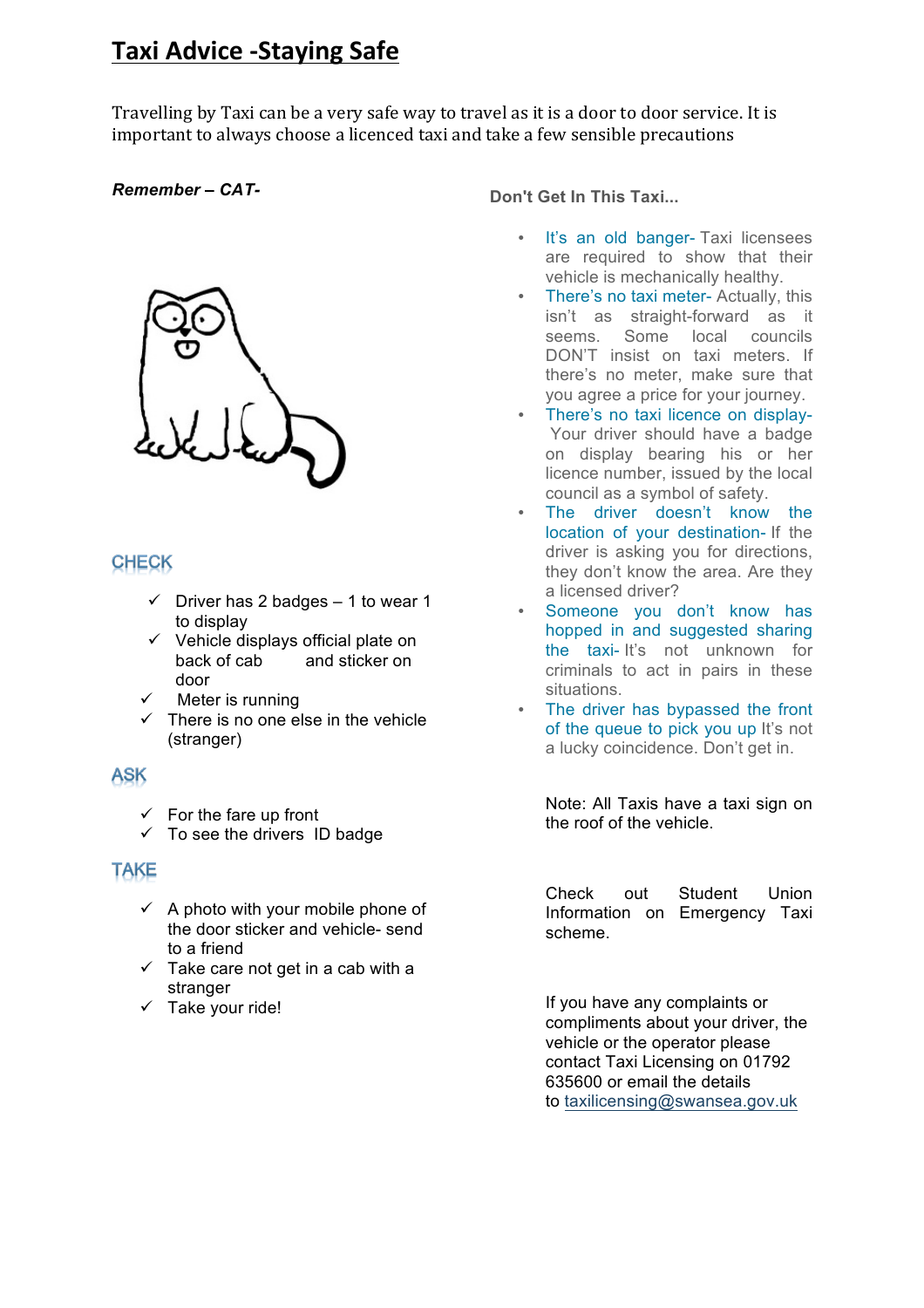# Taxi Advice -Staying Safe

Travelling by Taxi can be a very safe way to travel as it is a door to door service. It is important to always choose a licenced taxi and take a few sensible precautions

***Remember – CAT-***

## CHECK

- ✓ Driver has 2 badges – 1 to wear 1 to display
- ✓ Vehicle displays official plate on back of cab and sticker on door
- ✓ Meter is running
- ✓ There is no one else in the vehicle (stranger)

## ASK

- ✓ For the fare up front
- ✓ To see the drivers ID badge

## TAKE

- ✓ A photo with your mobile phone of the door sticker and vehicle- send to a friend
- ✓ Take care not get in a cab with a stranger
- ✓ Take your ride!

**Don't Get In This Taxi...**

- It's an old banger- Taxi licensees are required to show that their vehicle is mechanically healthy.
- There's no taxi meter- Actually, this isn't as straight-forward as it seems. Some local councils DON'T insist on taxi meters. If there's no meter, make sure that you agree a price for your journey.
- There's no taxi licence on display- Your driver should have a badge on display bearing his or her licence number, issued by the local council as a symbol of safety.
- The driver doesn't know the location of your destination- If the driver is asking you for directions, they don't know the area. Are they a licensed driver?
- Someone you don't know has hopped in and suggested sharing the taxi- It's not unknown for criminals to act in pairs in these situations.
- The driver has bypassed the front of the queue to pick you up It's not a lucky coincidence. Don't get in.

Note: All Taxis have a taxi sign on the roof of the vehicle.

Check out Student Union Information on Emergency Taxi scheme.

If you have any complaints or compliments about your driver, the vehicle or the operator please contact Taxi Licensing on 01792 635600 or email the details to taxilicensing@swansea.gov.uk